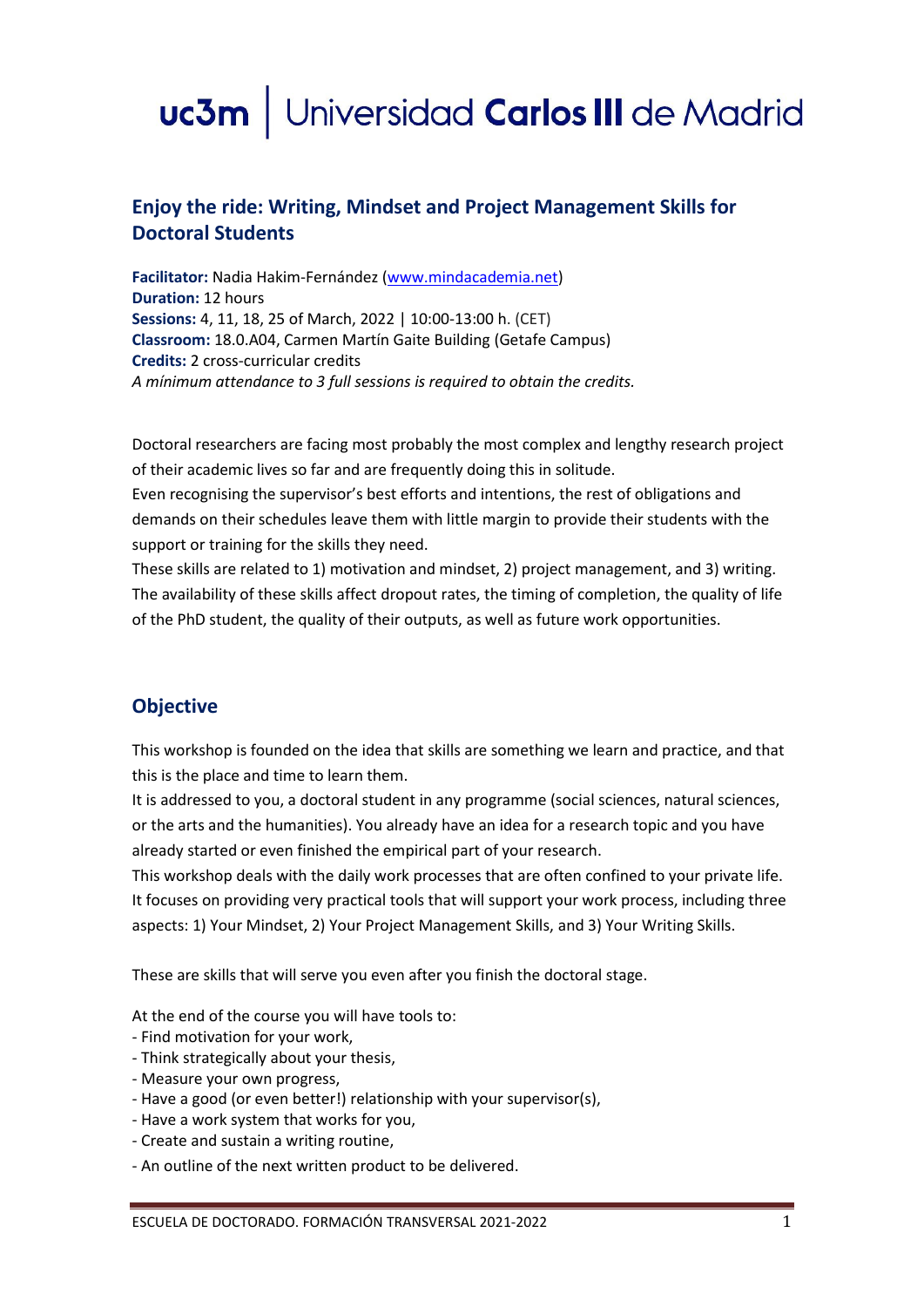# uc3m | Universidad Carlos III de Madrid

## Enjoy the ride: Writing, Mindset and Project Management Skills for Doctoral Students

**Facilitator:** Nadia Hakim-Fernández (www.mindacademia.net)
**Duration:** 12 hours
**Sessions:** 4, 11, 18, 25 of March, 2022 | 10:00-13:00 h. (CET)
**Classroom:** 18.0.A04, Carmen Martín Gaite Building (Getafe Campus)
**Credits:** 2 cross-curricular credits
*A mínimum attendance to 3 full sessions is required to obtain the credits.*

Doctoral researchers are facing most probably the most complex and lengthy research project of their academic lives so far and are frequently doing this in solitude.
Even recognising the supervisor's best efforts and intentions, the rest of obligations and demands on their schedules leave them with little margin to provide their students with the support or training for the skills they need.
These skills are related to 1) motivation and mindset, 2) project management, and 3) writing.
The availability of these skills affect dropout rates, the timing of completion, the quality of life of the PhD student, the quality of their outputs, as well as future work opportunities.

## Objective

This workshop is founded on the idea that skills are something we learn and practice, and that this is the place and time to learn them.
It is addressed to you, a doctoral student in any programme (social sciences, natural sciences, or the arts and the humanities). You already have an idea for a research topic and you have already started or even finished the empirical part of your research.
This workshop deals with the daily work processes that are often confined to your private life. It focuses on providing very practical tools that will support your work process, including three aspects: 1) Your Mindset, 2) Your Project Management Skills, and 3) Your Writing Skills.

These are skills that will serve you even after you finish the doctoral stage.

At the end of the course you will have tools to:
- Find motivation for your work,
- Think strategically about your thesis,
- Measure your own progress,
- Have a good (or even better!) relationship with your supervisor(s),
- Have a work system that works for you,
- Create and sustain a writing routine,
- An outline of the next written product to be delivered.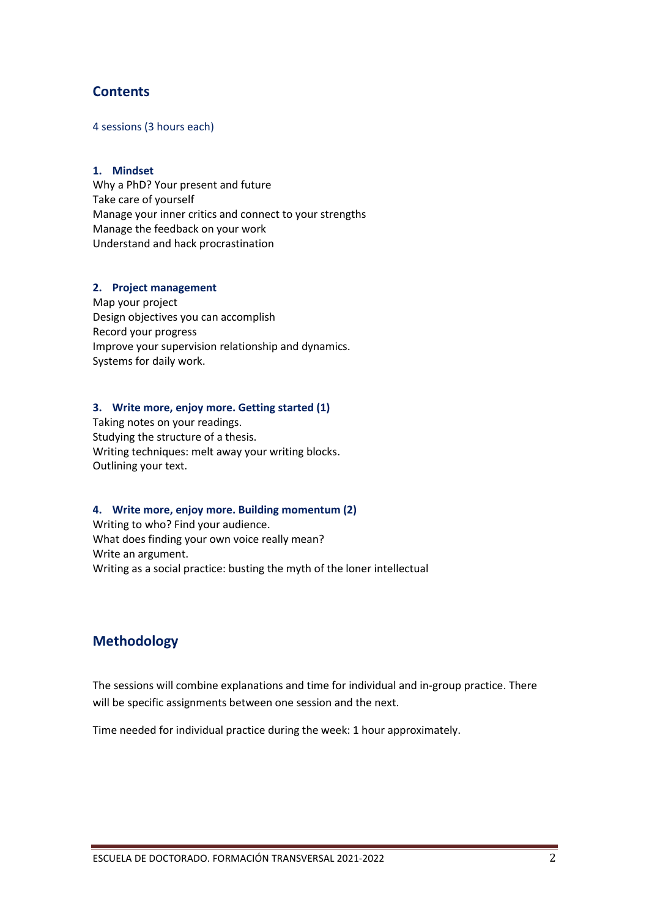## Contents

4 sessions (3 hours each)

### 1. Mindset

Why a PhD? Your present and future
Take care of yourself
Manage your inner critics and connect to your strengths
Manage the feedback on your work
Understand and hack procrastination

### 2. Project management

Map your project
Design objectives you can accomplish
Record your progress
Improve your supervision relationship and dynamics.
Systems for daily work.

### 3. Write more, enjoy more. Getting started (1)

Taking notes on your readings.
Studying the structure of a thesis.
Writing techniques: melt away your writing blocks.
Outlining your text.

### 4. Write more, enjoy more. Building momentum (2)

Writing to who? Find your audience.
What does finding your own voice really mean?
Write an argument.
Writing as a social practice: busting the myth of the loner intellectual

## Methodology

The sessions will combine explanations and time for individual and in-group practice. There will be specific assignments between one session and the next.

Time needed for individual practice during the week: 1 hour approximately.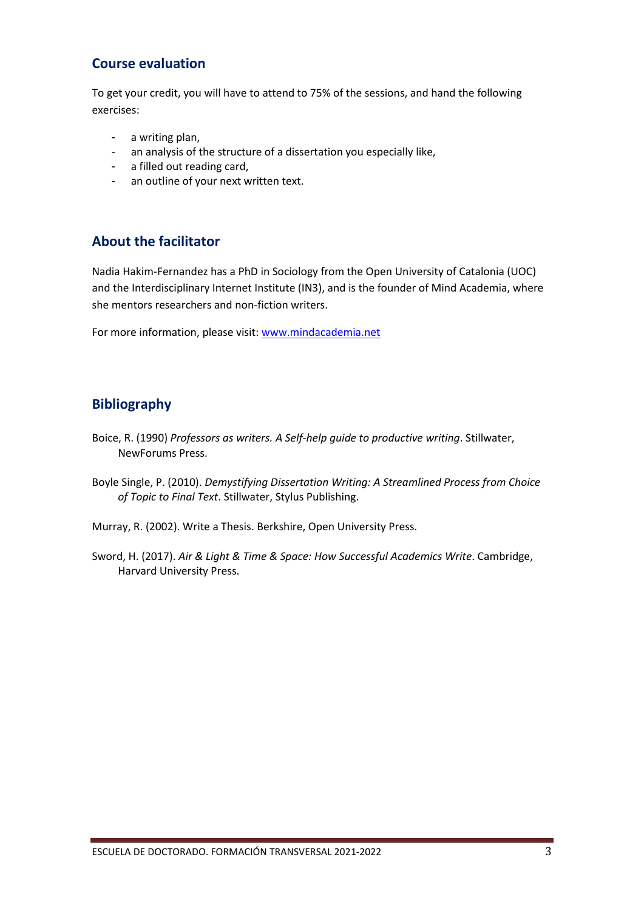## Course evaluation

To get your credit, you will have to attend to 75% of the sessions, and hand the following exercises:

- a writing plan,
- an analysis of the structure of a dissertation you especially like,
- a filled out reading card,
- an outline of your next written text.

## About the facilitator

Nadia Hakim-Fernandez has a PhD in Sociology from the Open University of Catalonia (UOC) and the Interdisciplinary Internet Institute (IN3), and is the founder of Mind Academia, where she mentors researchers and non-fiction writers.

For more information, please visit: [www.mindacademia.net](http://www.mindacademia.net)

## Bibliography

Boice, R. (1990) *Professors as writers. A Self-help guide to productive writing*. Stillwater, NewForums Press.

Boyle Single, P. (2010). *Demystifying Dissertation Writing: A Streamlined Process from Choice of Topic to Final Text*. Stillwater, Stylus Publishing.

Murray, R. (2002). Write a Thesis. Berkshire, Open University Press.

Sword, H. (2017). *Air & Light & Time & Space: How Successful Academics Write*. Cambridge, Harvard University Press.